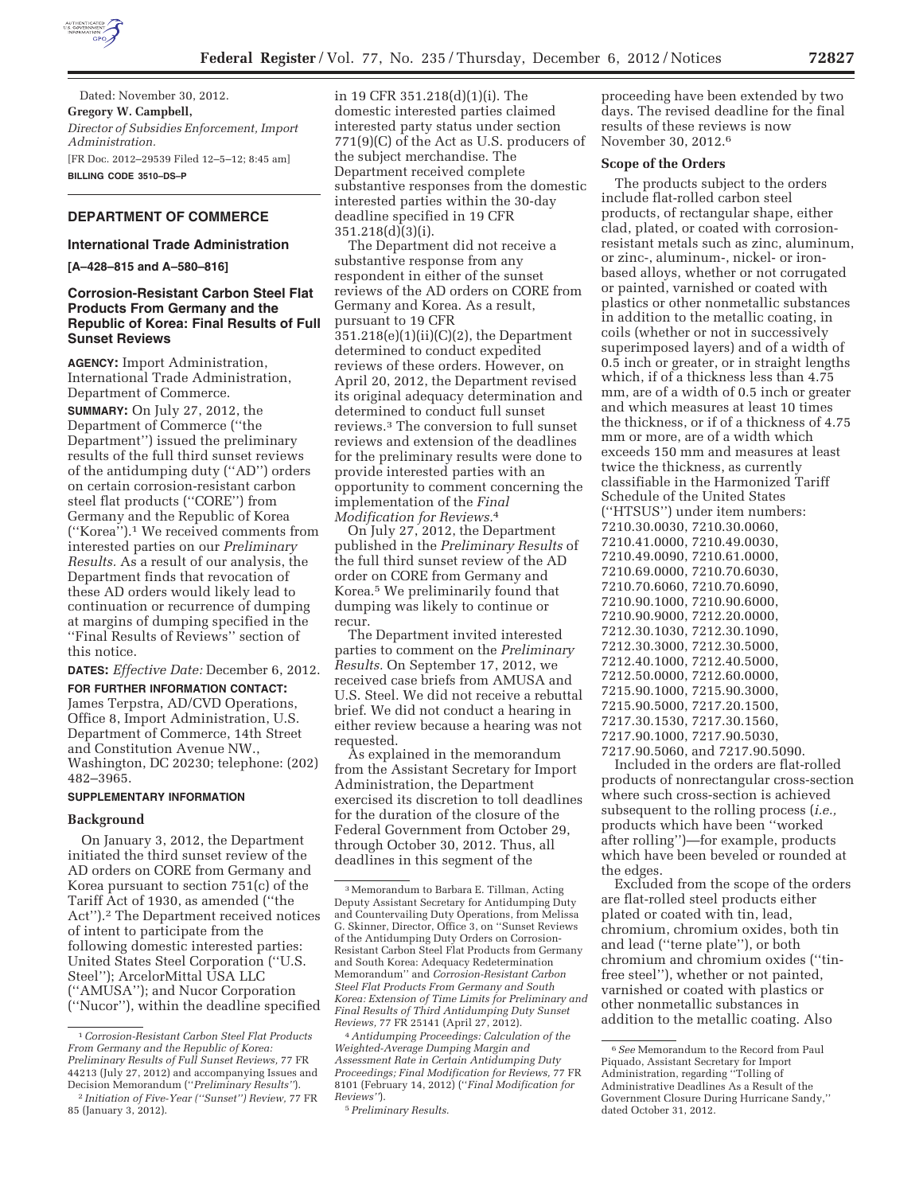Dated: November 30, 2012.

**Gregory W. Campbell,**

*Director of Subsidies Enforcement, Import Administration.*

[FR Doc. 2012–29539 Filed 12–5–12; 8:45 am]

**BILLING CODE 3510–DS–P**

## DEPARTMENT OF COMMERCE

### International Trade Administration

**[A–428–815 and A–580–816]**

### Corrosion-Resistant Carbon Steel Flat Products From Germany and the Republic of Korea: Final Results of Full Sunset Reviews

**AGENCY:** Import Administration, International Trade Administration, Department of Commerce.

**SUMMARY:** On July 27, 2012, the Department of Commerce (''the Department'') issued the preliminary results of the full third sunset reviews of the antidumping duty (''AD'') orders on certain corrosion-resistant carbon steel flat products (''CORE'') from Germany and the Republic of Korea (''Korea'').[1] We received comments from interested parties on our *Preliminary Results.* As a result of our analysis, the Department finds that revocation of these AD orders would likely lead to continuation or recurrence of dumping at margins of dumping specified in the ''Final Results of Reviews'' section of this notice.

**DATES:** *Effective Date:* December 6, 2012.

**FOR FURTHER INFORMATION CONTACT:** James Terpstra, AD/CVD Operations, Office 8, Import Administration, U.S. Department of Commerce, 14th Street and Constitution Avenue NW., Washington, DC 20230; telephone: (202) 482–3965.

**SUPPLEMENTARY INFORMATION**

**Background**

On January 3, 2012, the Department initiated the third sunset review of the AD orders on CORE from Germany and Korea pursuant to section 751(c) of the Tariff Act of 1930, as amended (''the Act'').[2] The Department received notices of intent to participate from the following domestic interested parties: United States Steel Corporation (''U.S. Steel''); ArcelorMittal USA LLC (''AMUSA''); and Nucor Corporation (''Nucor''), within the deadline specified in 19 CFR 351.218(d)(1)(i). The domestic interested parties claimed interested party status under section 771(9)(C) of the Act as U.S. producers of the subject merchandise. The Department received complete substantive responses from the domestic interested parties within the 30-day deadline specified in 19 CFR 351.218(d)(3)(i).

The Department did not receive a substantive response from any respondent in either of the sunset reviews of the AD orders on CORE from Germany and Korea. As a result, pursuant to 19 CFR 351.218(e)(1)(ii)(C)(2), the Department determined to conduct expedited reviews of these orders. However, on April 20, 2012, the Department revised its original adequacy determination and determined to conduct full sunset reviews.[3] The conversion to full sunset reviews and extension of the deadlines for the preliminary results were done to provide interested parties with an opportunity to comment concerning the implementation of the *Final Modification for Reviews.*[4]

On July 27, 2012, the Department published in the *Preliminary Results* of the full third sunset review of the AD order on CORE from Germany and Korea.[5] We preliminarily found that dumping was likely to continue or recur.

The Department invited interested parties to comment on the *Preliminary Results.* On September 17, 2012, we received case briefs from AMUSA and U.S. Steel. We did not receive a rebuttal brief. We did not conduct a hearing in either review because a hearing was not requested.

As explained in the memorandum from the Assistant Secretary for Import Administration, the Department exercised its discretion to toll deadlines for the duration of the closure of the Federal Government from October 29, through October 30, 2012. Thus, all deadlines in this segment of the proceeding have been extended by two days. The revised deadline for the final results of these reviews is now November 30, 2012.[6]

**Scope of the Orders**

The products subject to the orders include flat-rolled carbon steel products, of rectangular shape, either clad, plated, or coated with corrosion-resistant metals such as zinc, aluminum, or zinc-, aluminum-, nickel- or iron-based alloys, whether or not corrugated or painted, varnished or coated with plastics or other nonmetallic substances in addition to the metallic coating, in coils (whether or not in successively superimposed layers) and of a width of 0.5 inch or greater, or in straight lengths which, if of a thickness less than 4.75 mm, are of a width of 0.5 inch or greater and which measures at least 10 times the thickness, or if of a thickness of 4.75 mm or more, are of a width which exceeds 150 mm and measures at least twice the thickness, as currently classifiable in the Harmonized Tariff Schedule of the United States (''HTSUS'') under item numbers: 7210.30.0030, 7210.30.0060, 7210.41.0000, 7210.49.0030, 7210.49.0090, 7210.61.0000, 7210.69.0000, 7210.70.6030, 7210.70.6060, 7210.70.6090, 7210.90.1000, 7210.90.6000, 7210.90.9000, 7212.20.0000, 7212.30.1030, 7212.30.1090, 7212.30.3000, 7212.30.5000, 7212.40.1000, 7212.40.5000, 7212.50.0000, 7212.60.0000, 7215.90.1000, 7215.90.3000, 7215.90.5000, 7217.20.1500, 7217.30.1530, 7217.30.1560, 7217.90.1000, 7217.90.5030, 7217.90.5060, and 7217.90.5090.

Included in the orders are flat-rolled products of nonrectangular cross-section where such cross-section is achieved subsequent to the rolling process (*i.e.,* products which have been ''worked after rolling'')—for example, products which have been beveled or rounded at the edges.

Excluded from the scope of the orders are flat-rolled steel products either plated or coated with tin, lead, chromium, chromium oxides, both tin and lead (''terne plate''), or both chromium and chromium oxides (''tin-free steel''), whether or not painted, varnished or coated with plastics or other nonmetallic substances in addition to the metallic coating. Also

---

[1] *Corrosion-Resistant Carbon Steel Flat Products From Germany and the Republic of Korea: Preliminary Results of Full Sunset Reviews,* 77 FR 44213 (July 27, 2012) and accompanying Issues and Decision Memorandum (''*Preliminary Results''*).

[2] *Initiation of Five-Year (''Sunset'') Review,* 77 FR 85 (January 3, 2012).

[3] Memorandum to Barbara E. Tillman, Acting Deputy Assistant Secretary for Antidumping Duty and Countervailing Duty Operations, from Melissa G. Skinner, Director, Office 3, on ''Sunset Reviews of the Antidumping Duty Orders on Corrosion-Resistant Carbon Steel Flat Products from Germany and South Korea: Adequacy Redetermination Memorandum'' and *Corrosion-Resistant Carbon Steel Flat Products From Germany and South Korea: Extension of Time Limits for Preliminary and Final Results of Third Antidumping Duty Sunset Reviews,* 77 FR 25141 (April 27, 2012).

[4] *Antidumping Proceedings: Calculation of the Weighted-Average Dumping Margin and Assessment Rate in Certain Antidumping Duty Proceedings; Final Modification for Reviews,* 77 FR 8101 (February 14, 2012) (''*Final Modification for Reviews''*).

[5] *Preliminary Results.*

[6] *See* Memorandum to the Record from Paul Piquado, Assistant Secretary for Import Administration, regarding ''Tolling of Administrative Deadlines As a Result of the Government Closure During Hurricane Sandy,'' dated October 31, 2012.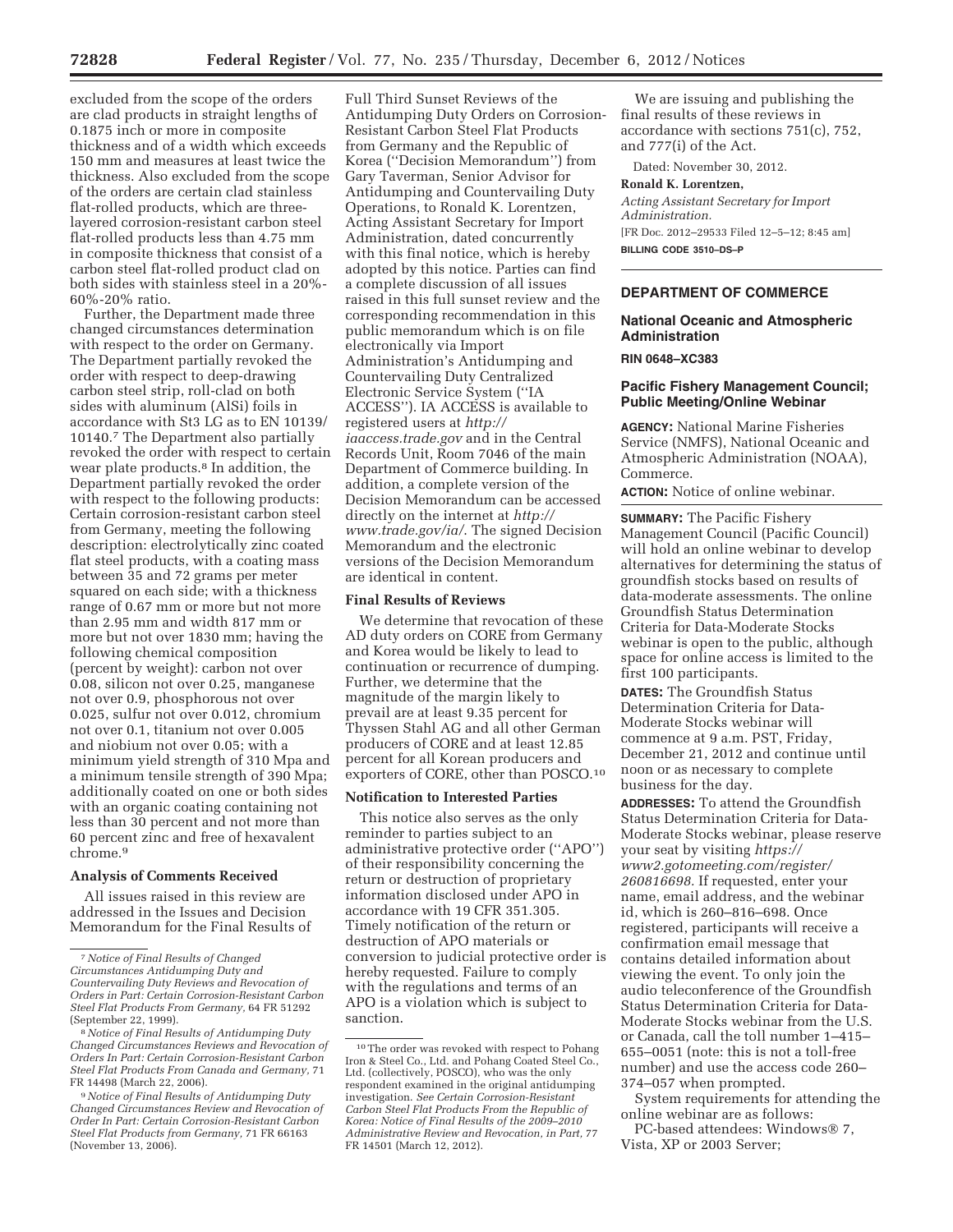excluded from the scope of the orders are clad products in straight lengths of 0.1875 inch or more in composite thickness and of a width which exceeds 150 mm and measures at least twice the thickness. Also excluded from the scope of the orders are certain clad stainless flat-rolled products, which are three-layered corrosion-resistant carbon steel flat-rolled products less than 4.75 mm in composite thickness that consist of a carbon steel flat-rolled product clad on both sides with stainless steel in a 20%-60%-20% ratio.

Further, the Department made three changed circumstances determination with respect to the order on Germany. The Department partially revoked the order with respect to deep-drawing carbon steel strip, roll-clad on both sides with aluminum (AlSi) foils in accordance with St3 LG as to EN 10139/10140.[7] The Department also partially revoked the order with respect to certain wear plate products.[8] In addition, the Department partially revoked the order with respect to the following products: Certain corrosion-resistant carbon steel from Germany, meeting the following description: electrolytically zinc coated flat steel products, with a coating mass between 35 and 72 grams per meter squared on each side; with a thickness range of 0.67 mm or more but not more than 2.95 mm and width 817 mm or more but not over 1830 mm; having the following chemical composition (percent by weight): carbon not over 0.08, silicon not over 0.25, manganese not over 0.9, phosphorous not over 0.025, sulfur not over 0.012, chromium not over 0.1, titanium not over 0.005 and niobium not over 0.05; with a minimum yield strength of 310 Mpa and a minimum tensile strength of 390 Mpa; additionally coated on one or both sides with an organic coating containing not less than 30 percent and not more than 60 percent zinc and free of hexavalent chrome.[9]

**Analysis of Comments Received**

All issues raised in this review are addressed in the Issues and Decision Memorandum for the Final Results of Full Third Sunset Reviews of the Antidumping Duty Orders on Corrosion-Resistant Carbon Steel Flat Products from Germany and the Republic of Korea (''Decision Memorandum'') from Gary Taverman, Senior Advisor for Antidumping and Countervailing Duty Operations, to Ronald K. Lorentzen, Acting Assistant Secretary for Import Administration, dated concurrently with this final notice, which is hereby adopted by this notice. Parties can find a complete discussion of all issues raised in this full sunset review and the corresponding recommendation in this public memorandum which is on file electronically via Import Administration's Antidumping and Countervailing Duty Centralized Electronic Service System (''IA ACCESS''). IA ACCESS is available to registered users at *http://iaaccess.trade.gov* and in the Central Records Unit, Room 7046 of the main Department of Commerce building. In addition, a complete version of the Decision Memorandum can be accessed directly on the internet at *http://www.trade.gov/ia/*. The signed Decision Memorandum and the electronic versions of the Decision Memorandum are identical in content.

**Final Results of Reviews**

We determine that revocation of these AD duty orders on CORE from Germany and Korea would be likely to lead to continuation or recurrence of dumping. Further, we determine that the magnitude of the margin likely to prevail are at least 9.35 percent for Thyssen Stahl AG and all other German producers of CORE and at least 12.85 percent for all Korean producers and exporters of CORE, other than POSCO.[10]

**Notification to Interested Parties**

This notice also serves as the only reminder to parties subject to an administrative protective order (''APO'') of their responsibility concerning the return or destruction of proprietary information disclosed under APO in accordance with 19 CFR 351.305. Timely notification of the return or destruction of APO materials or conversion to judicial protective order is hereby requested. Failure to comply with the regulations and terms of an APO is a violation which is subject to sanction.

We are issuing and publishing the final results of these reviews in accordance with sections 751(c), 752, and 777(i) of the Act.

Dated: November 30, 2012.

**Ronald K. Lorentzen,**

*Acting Assistant Secretary for Import Administration.*

[FR Doc. 2012–29533 Filed 12–5–12; 8:45 am]

**BILLING CODE 3510–DS–P**

---

[7] *Notice of Final Results of Changed Circumstances Antidumping Duty and Countervailing Duty Reviews and Revocation of Orders in Part: Certain Corrosion-Resistant Carbon Steel Flat Products From Germany,* 64 FR 51292 (September 22, 1999).

[8] *Notice of Final Results of Antidumping Duty Changed Circumstances Reviews and Revocation of Orders In Part: Certain Corrosion-Resistant Carbon Steel Flat Products From Canada and Germany,* 71 FR 14498 (March 22, 2006).

[9] *Notice of Final Results of Antidumping Duty Changed Circumstances Review and Revocation of Order In Part: Certain Corrosion-Resistant Carbon Steel Flat Products from Germany,* 71 FR 66163 (November 13, 2006).

[10] The order was revoked with respect to Pohang Iron & Steel Co., Ltd. and Pohang Coated Steel Co., Ltd. (collectively, POSCO), who was the only respondent examined in the original antidumping investigation. *See Certain Corrosion-Resistant Carbon Steel Flat Products From the Republic of Korea: Notice of Final Results of the 2009–2010 Administrative Review and Revocation, in Part,* 77 FR 14501 (March 12, 2012).

---

## DEPARTMENT OF COMMERCE

### National Oceanic and Atmospheric Administration

**RIN 0648–XC383**

### Pacific Fishery Management Council; Public Meeting/Online Webinar

**AGENCY:** National Marine Fisheries Service (NMFS), National Oceanic and Atmospheric Administration (NOAA), Commerce.

**ACTION:** Notice of online webinar.

**SUMMARY:** The Pacific Fishery Management Council (Pacific Council) will hold an online webinar to develop alternatives for determining the status of groundfish stocks based on results of data-moderate assessments. The online Groundfish Status Determination Criteria for Data-Moderate Stocks webinar is open to the public, although space for online access is limited to the first 100 participants.

**DATES:** The Groundfish Status Determination Criteria for Data-Moderate Stocks webinar will commence at 9 a.m. PST, Friday, December 21, 2012 and continue until noon or as necessary to complete business for the day.

**ADDRESSES:** To attend the Groundfish Status Determination Criteria for Data-Moderate Stocks webinar, please reserve your seat by visiting *https://www2.gotomeeting.com/register/260816698*. If requested, enter your name, email address, and the webinar id, which is 260–816–698. Once registered, participants will receive a confirmation email message that contains detailed information about viewing the event. To only join the audio teleconference of the Groundfish Status Determination Criteria for Data-Moderate Stocks webinar from the U.S. or Canada, call the toll number 1–415–655–0051 (note: this is not a toll-free number) and use the access code 260–374–057 when prompted.

System requirements for attending the online webinar are as follows:

PC-based attendees: Windows® 7, Vista, XP or 2003 Server;